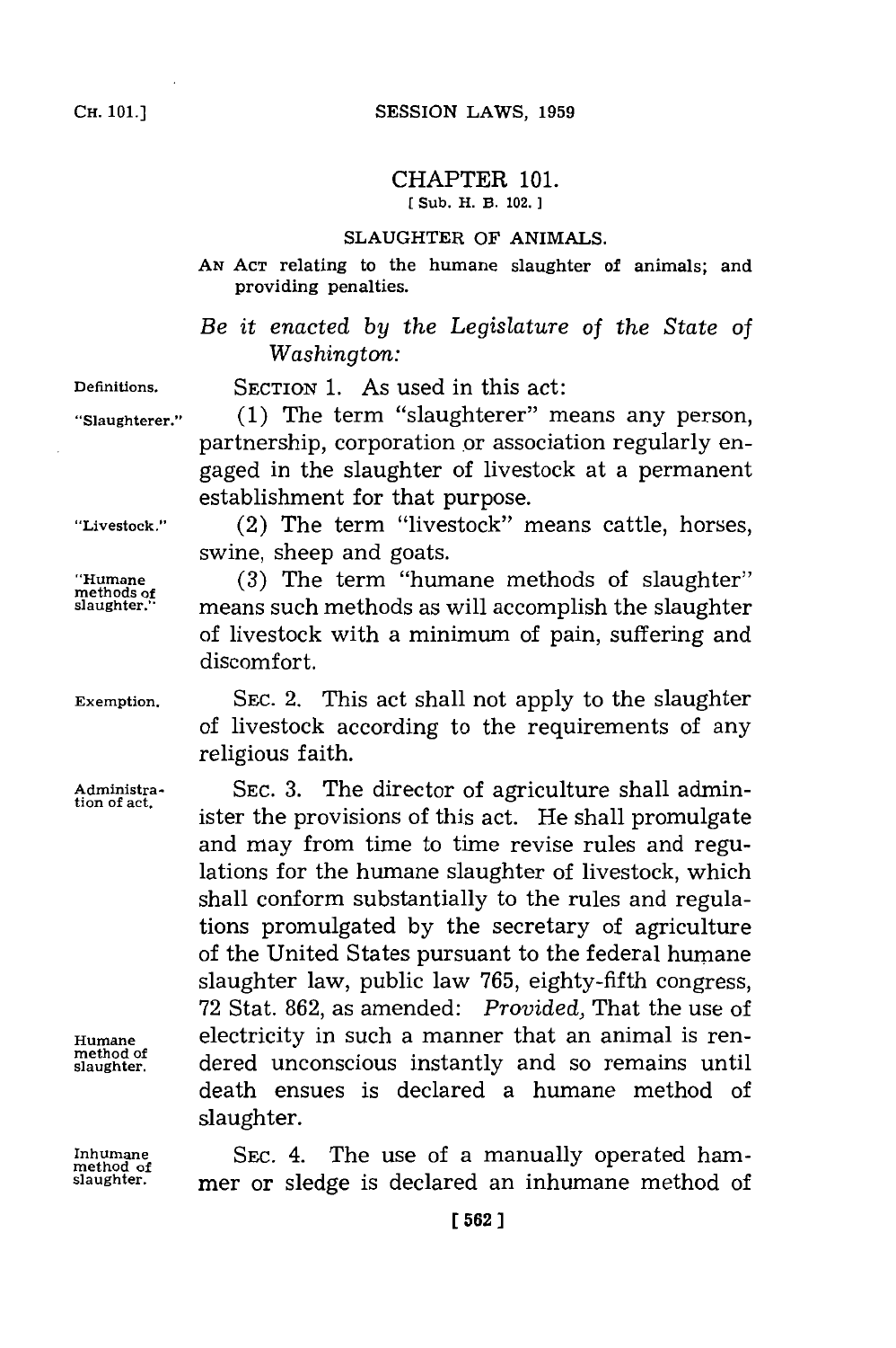# CHAPTER 101.

[ Sub. H. B. 102. ]

## SLAUGHTER OF ANIMALS.

AN ACT relating to the humane slaughter of animals; and providing penalties.

*Be it enacted by the Legislature of the State of Washington:*

Definitions. SECTION 1. As used in this act:

"Slaughterer." (1) The term "slaughterer" means any person, partnership, corporation or association regularly engaged in the slaughter of livestock at a permanent establishment for that purpose.

"Livestock." (2) The term "livestock" means cattle, horses, swine, sheep and goats.

"Humane methods of slaughter." (3) The term "humane methods of slaughter" means such methods as will accomplish the slaughter of livestock with a minimum of pain, suffering and discomfort.

Exemption. SEC. 2. This act shall not apply to the slaughter of livestock according to the requirements of any religious faith.

Administration of act. SEC. 3. The director of agriculture shall administer the provisions of this act. He shall promulgate and may from time to time revise rules and regulations for the humane slaughter of livestock, which shall conform substantially to the rules and regulations promulgated by the secretary of agriculture of the United States pursuant to the federal humane slaughter law, public law 765, eighty-fifth congress, 72 Stat. 862, as amended: *Provided,* That the use of electricity in such a manner that an animal is rendered unconscious instantly and so remains until death ensues is declared a humane method of slaughter.

Humane method of slaughter.

Inhumane method of slaughter. SEC. 4. The use of a manually operated hammer or sledge is declared an inhumane method of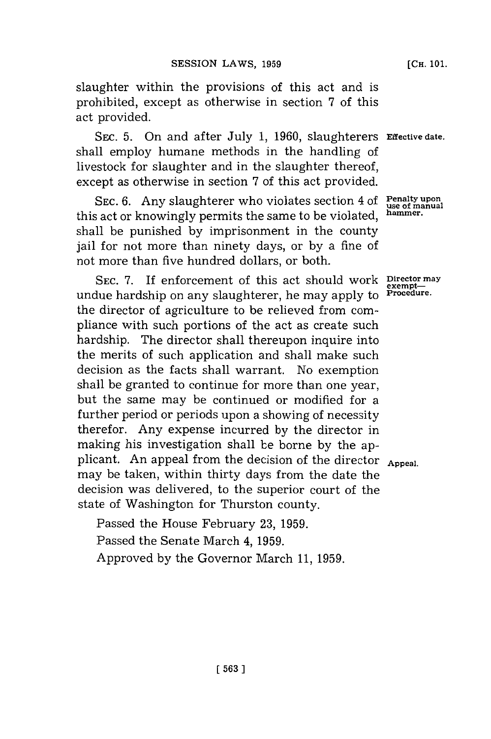slaughter within the provisions of this act and is prohibited, except as otherwise in section 7 of this act provided.

**Effective date.** SEC. 5. On and after July 1, 1960, slaughterers shall employ humane methods in the handling of livestock for slaughter and in the slaughter thereof, except as otherwise in section 7 of this act provided.

**Penalty upon use of manual hammer.** SEC. 6. Any slaughterer who violates section 4 of this act or knowingly permits the same to be violated, shall be punished by imprisonment in the county jail for not more than ninety days, or by a fine of not more than five hundred dollars, or both.

**Director may exempt—Procedure.** SEC. 7. If enforcement of this act should work undue hardship on any slaughterer, he may apply to the director of agriculture to be relieved from compliance with such portions of the act as create such hardship. The director shall thereupon inquire into the merits of such application and shall make such decision as the facts shall warrant. No exemption shall be granted to continue for more than one year, but the same may be continued or modified for a further period or periods upon a showing of necessity therefor. Any expense incurred by the director in making his investigation shall be borne by the applicant. **Appeal.** An appeal from the decision of the director may be taken, within thirty days from the date the decision was delivered, to the superior court of the state of Washington for Thurston county.

Passed the House February 23, 1959.

Passed the Senate March 4, 1959.

Approved by the Governor March 11, 1959.